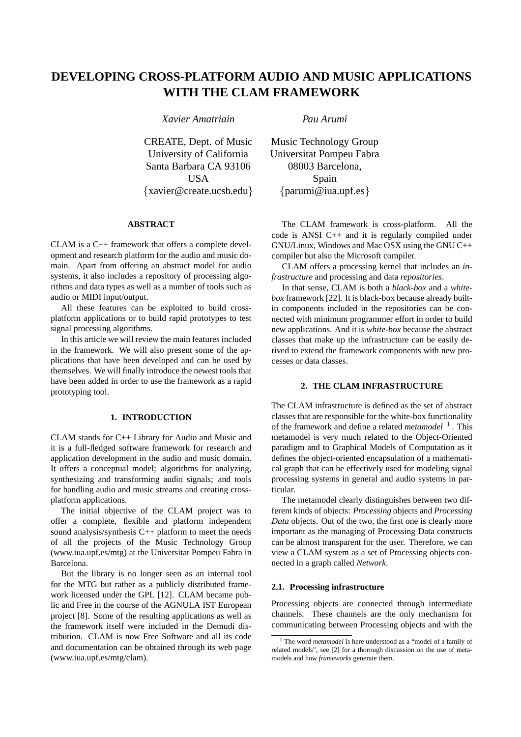# DEVELOPING CROSS-PLATFORM AUDIO AND MUSIC APPLICATIONS WITH THE CLAM FRAMEWORK

*Xavier Amatriain*

CREATE, Dept. of Music
University of California
Santa Barbara CA 93106
USA
{xavier@create.ucsb.edu}

*Pau Arumí*

Music Technology Group
Universitat Pompeu Fabra
08003 Barcelona,
Spain
{parumi@iua.upf.es}

## ABSTRACT

CLAM is a C++ framework that offers a complete development and research platform for the audio and music domain. Apart from offering an abstract model for audio systems, it also includes a repository of processing algorithms and data types as well as a number of tools such as audio or MIDI input/output.

All these features can be exploited to build cross-platform applications or to build rapid prototypes to test signal processing algorithms.

In this article we will review the main features included in the framework. We will also present some of the applications that have been developed and can be used by themselves. We will finally introduce the newest tools that have been added in order to use the framework as a rapid prototyping tool.

## 1. INTRODUCTION

CLAM stands for C++ Library for Audio and Music and it is a full-fledged software framework for research and application development in the audio and music domain. It offers a conceptual model; algorithms for analyzing, synthesizing and transforming audio signals; and tools for handling audio and music streams and creating cross-platform applications.

The initial objective of the CLAM project was to offer a complete, flexible and platform independent sound analysis/synthesis C++ platform to meet the needs of all the projects of the Music Technology Group (www.iua.upf.es/mtg) at the Universitat Pompeu Fabra in Barcelona.

But the library is no longer seen as an internal tool for the MTG but rather as a publicly distributed framework licensed under the GPL [12]. CLAM became public and Free in the course of the AGNULA IST European project [8]. Some of the resulting applications as well as the framework itself were included in the Demudi distribution. CLAM is now Free Software and all its code and documentation can be obtained through its web page (www.iua.upf.es/mtg/clam).

The CLAM framework is cross-platform. All the code is ANSI C++ and it is regularly compiled under GNU/Linux, Windows and Mac OSX using the GNU C++ compiler but also the Microsoft compiler.

CLAM offers a processing kernel that includes an *infrastructure* and processing and data *repositories*.

In that sense, CLAM is both a *black-box* and a *white-box* framework [22]. It is black-box because already built-in components included in the repositories can be connected with minimum programmer effort in order to build new applications. And it is *white-box* because the abstract classes that make up the infrastructure can be easily derived to extend the framework components with new processes or data classes.

## 2. THE CLAM INFRASTRUCTURE

The CLAM infrastructure is defined as the set of abstract classes that are responsible for the white-box functionality of the framework and define a related *metamodel* [1]. This metamodel is very much related to the Object-Oriented paradigm and to Graphical Models of Computation as it defines the object-oriented encapsulation of a mathematical graph that can be effectively used for modeling signal processing systems in general and audio systems in particular.

The metamodel clearly distinguishes between two different kinds of objects: *Processing* objects and *Processing Data* objects. Out of the two, the first one is clearly more important as the managing of Processing Data constructs can be almost transparent for the user. Therefore, we can view a CLAM system as a set of Processing objects connected in a graph called *Network*.

### 2.1. Processing infrastructure

Processing objects are connected through intermediate channels. These channels are the only mechanism for communicating between Processing objects and with the

[1] The word *metamodel* is here understood as a "model of a family of related models", see [2] for a thorough discussion on the use of metamodels and how *frameworks* generate them.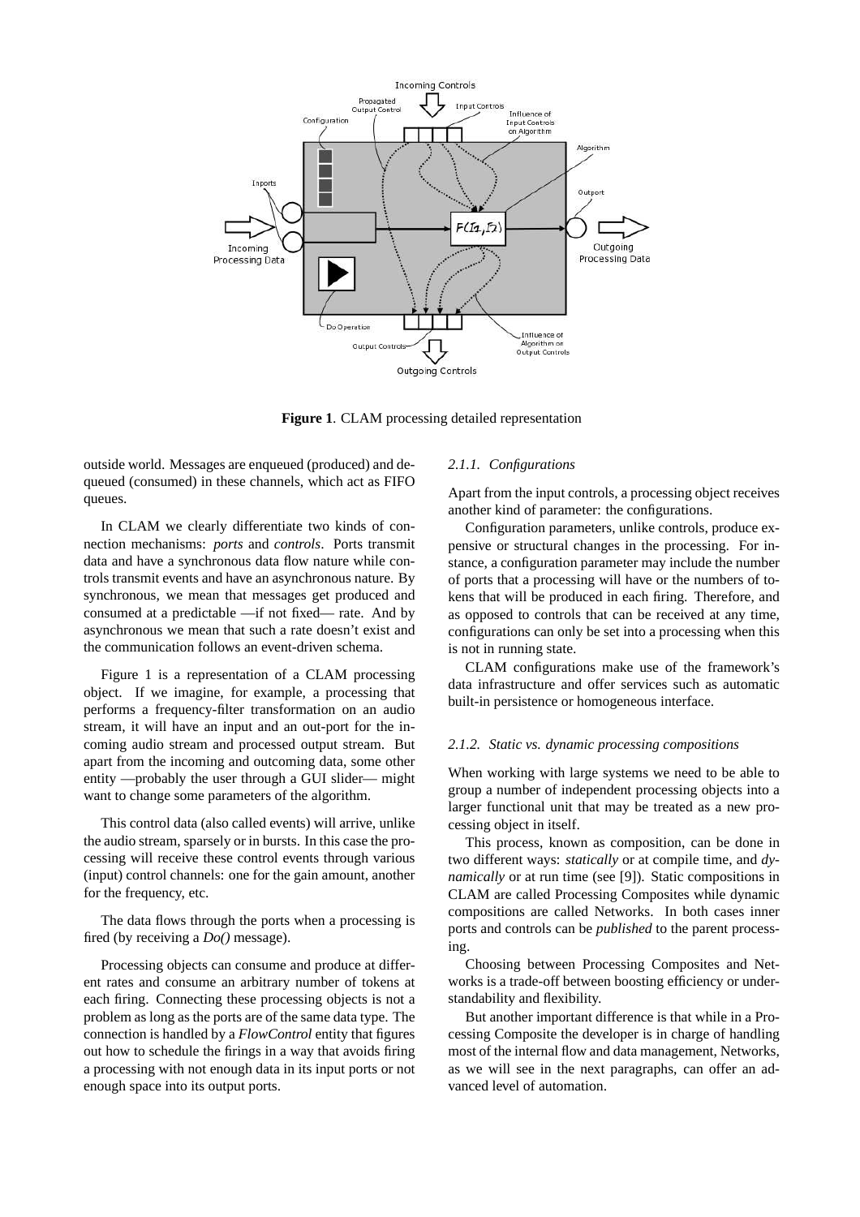**Figure 1**. CLAM processing detailed representation

outside world. Messages are enqueued (produced) and dequeued (consumed) in these channels, which act as FIFO queues.

In CLAM we clearly differentiate two kinds of connection mechanisms: *ports* and *controls*. Ports transmit data and have a synchronous data flow nature while controls transmit events and have an asynchronous nature. By synchronous, we mean that messages get produced and consumed at a predictable —if not fixed— rate. And by asynchronous we mean that such a rate doesn't exist and the communication follows an event-driven schema.

Figure 1 is a representation of a CLAM processing object. If we imagine, for example, a processing that performs a frequency-filter transformation on an audio stream, it will have an input and an out-port for the incoming audio stream and processed output stream. But apart from the incoming and outcoming data, some other entity —probably the user through a GUI slider— might want to change some parameters of the algorithm.

This control data (also called events) will arrive, unlike the audio stream, sparsely or in bursts. In this case the processing will receive these control events through various (input) control channels: one for the gain amount, another for the frequency, etc.

The data flows through the ports when a processing is fired (by receiving a *Do()* message).

Processing objects can consume and produce at different rates and consume an arbitrary number of tokens at each firing. Connecting these processing objects is not a problem as long as the ports are of the same data type. The connection is handled by a *FlowControl* entity that figures out how to schedule the firings in a way that avoids firing a processing with not enough data in its input ports or not enough space into its output ports.

#### *2.1.1. Configurations*

Apart from the input controls, a processing object receives another kind of parameter: the configurations.

Configuration parameters, unlike controls, produce expensive or structural changes in the processing. For instance, a configuration parameter may include the number of ports that a processing will have or the numbers of tokens that will be produced in each firing. Therefore, and as opposed to controls that can be received at any time, configurations can only be set into a processing when this is not in running state.

CLAM configurations make use of the framework's data infrastructure and offer services such as automatic built-in persistence or homogeneous interface.

#### *2.1.2. Static vs. dynamic processing compositions*

When working with large systems we need to be able to group a number of independent processing objects into a larger functional unit that may be treated as a new processing object in itself.

This process, known as composition, can be done in two different ways: *statically* or at compile time, and *dynamically* or at run time (see [9]). Static compositions in CLAM are called Processing Composites while dynamic compositions are called Networks. In both cases inner ports and controls can be *published* to the parent processing.

Choosing between Processing Composites and Networks is a trade-off between boosting efficiency or understandability and flexibility.

But another important difference is that while in a Processing Composite the developer is in charge of handling most of the internal flow and data management, Networks, as we will see in the next paragraphs, can offer an advanced level of automation.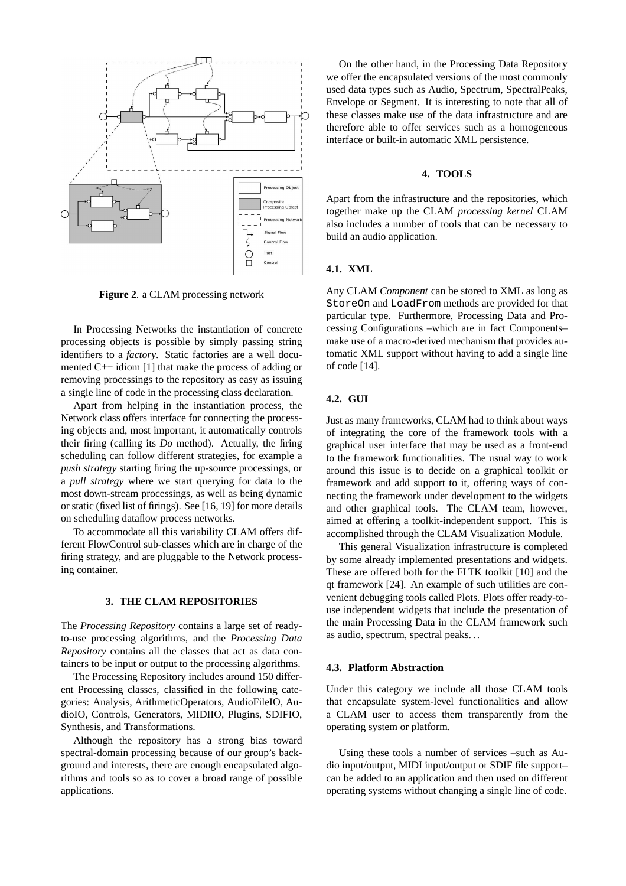**Figure 2**. a CLAM processing network

In Processing Networks the instantiation of concrete processing objects is possible by simply passing string identifiers to a *factory*. Static factories are a well documented C++ idiom [1] that make the process of adding or removing processings to the repository as easy as issuing a single line of code in the processing class declaration.

Apart from helping in the instantiation process, the Network class offers interface for connecting the processing objects and, most important, it automatically controls their firing (calling its *Do* method). Actually, the firing scheduling can follow different strategies, for example a *push strategy* starting firing the up-source processings, or a *pull strategy* where we start querying for data to the most down-stream processings, as well as being dynamic or static (fixed list of firings). See [16, 19] for more details on scheduling dataflow process networks.

To accommodate all this variability CLAM offers different FlowControl sub-classes which are in charge of the firing strategy, and are pluggable to the Network processing container.

## 3. THE CLAM REPOSITORIES

The *Processing Repository* contains a large set of ready-to-use processing algorithms, and the *Processing Data Repository* contains all the classes that act as data containers to be input or output to the processing algorithms.

The Processing Repository includes around 150 different Processing classes, classified in the following categories: Analysis, ArithmeticOperators, AudioFileIO, AudioIO, Controls, Generators, MIDIIO, Plugins, SDIFIO, Synthesis, and Transformations.

Although the repository has a strong bias toward spectral-domain processing because of our group's background and interests, there are enough encapsulated algorithms and tools so as to cover a broad range of possible applications.

On the other hand, in the Processing Data Repository we offer the encapsulated versions of the most commonly used data types such as Audio, Spectrum, SpectralPeaks, Envelope or Segment. It is interesting to note that all of these classes make use of the data infrastructure and are therefore able to offer services such as a homogeneous interface or built-in automatic XML persistence.

## 4. TOOLS

Apart from the infrastructure and the repositories, which together make up the CLAM *processing kernel* CLAM also includes a number of tools that can be necessary to build an audio application.

### 4.1. XML

Any CLAM *Component* can be stored to XML as long as `StoreOn` and `LoadFrom` methods are provided for that particular type. Furthermore, Processing Data and Processing Configurations –which are in fact Components– make use of a macro-derived mechanism that provides automatic XML support without having to add a single line of code [14].

### 4.2. GUI

Just as many frameworks, CLAM had to think about ways of integrating the core of the framework tools with a graphical user interface that may be used as a front-end to the framework functionalities. The usual way to work around this issue is to decide on a graphical toolkit or framework and add support to it, offering ways of connecting the framework under development to the widgets and other graphical tools. The CLAM team, however, aimed at offering a toolkit-independent support. This is accomplished through the CLAM Visualization Module.

This general Visualization infrastructure is completed by some already implemented presentations and widgets. These are offered both for the FLTK toolkit [10] and the qt framework [24]. An example of such utilities are convenient debugging tools called Plots. Plots offer ready-to-use independent widgets that include the presentation of the main Processing Data in the CLAM framework such as audio, spectrum, spectral peaks…

### 4.3. Platform Abstraction

Under this category we include all those CLAM tools that encapsulate system-level functionalities and allow a CLAM user to access them transparently from the operating system or platform.

Using these tools a number of services –such as Audio input/output, MIDI input/output or SDIF file support– can be added to an application and then used on different operating systems without changing a single line of code.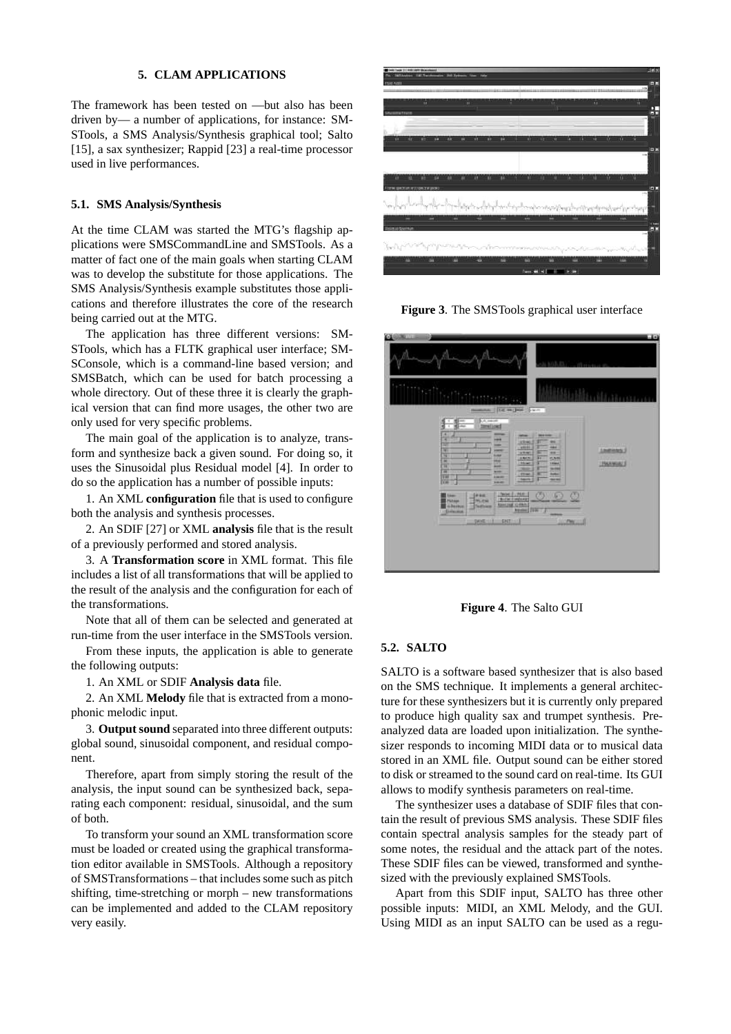## 5. CLAM APPLICATIONS

The framework has been tested on —but also has been driven by— a number of applications, for instance: SMSTools, a SMS Analysis/Synthesis graphical tool; Salto [15], a sax synthesizer; Rappid [23] a real-time processor used in live performances.

### 5.1. SMS Analysis/Synthesis

At the time CLAM was started the MTG's flagship applications were SMSCommandLine and SMSTools. As a matter of fact one of the main goals when starting CLAM was to develop the substitute for those applications. The SMS Analysis/Synthesis example substitutes those applications and therefore illustrates the core of the research being carried out at the MTG.

The application has three different versions: SMSTools, which has a FLTK graphical user interface; SMSConsole, which is a command-line based version; and SMSBatch, which can be used for batch processing a whole directory. Out of these three it is clearly the graphical version that can find more usages, the other two are only used for very specific problems.

The main goal of the application is to analyze, transform and synthesize back a given sound. For doing so, it uses the Sinusoidal plus Residual model [4]. In order to do so the application has a number of possible inputs:

1. An XML **configuration** file that is used to configure both the analysis and synthesis processes.

2. An SDIF [27] or XML **analysis** file that is the result of a previously performed and stored analysis.

3. A **Transformation score** in XML format. This file includes a list of all transformations that will be applied to the result of the analysis and the configuration for each of the transformations.

Note that all of them can be selected and generated at run-time from the user interface in the SMSTools version.

From these inputs, the application is able to generate the following outputs:

1. An XML or SDIF **Analysis data** file.

2. An XML **Melody** file that is extracted from a monophonic melodic input.

3. **Output sound** separated into three different outputs: global sound, sinusoidal component, and residual component.

Therefore, apart from simply storing the result of the analysis, the input sound can be synthesized back, separating each component: residual, sinusoidal, and the sum of both.

To transform your sound an XML transformation score must be loaded or created using the graphical transformation editor available in SMSTools. Although a repository of SMSTransformations – that includes some such as pitch shifting, time-stretching or morph – new transformations can be implemented and added to the CLAM repository very easily.

**Figure 3**. The SMSTools graphical user interface

**Figure 4**. The Salto GUI

### 5.2. SALTO

SALTO is a software based synthesizer that is also based on the SMS technique. It implements a general architecture for these synthesizers but it is currently only prepared to produce high quality sax and trumpet synthesis. Pre-analyzed data are loaded upon initialization. The synthesizer responds to incoming MIDI data or to musical data stored in an XML file. Output sound can be either stored to disk or streamed to the sound card on real-time. Its GUI allows to modify synthesis parameters on real-time.

The synthesizer uses a database of SDIF files that contain the result of previous SMS analysis. These SDIF files contain spectral analysis samples for the steady part of some notes, the residual and the attack part of the notes. These SDIF files can be viewed, transformed and synthesized with the previously explained SMSTools.

Apart from this SDIF input, SALTO has three other possible inputs: MIDI, an XML Melody, and the GUI. Using MIDI as an input SALTO can be used as a regu-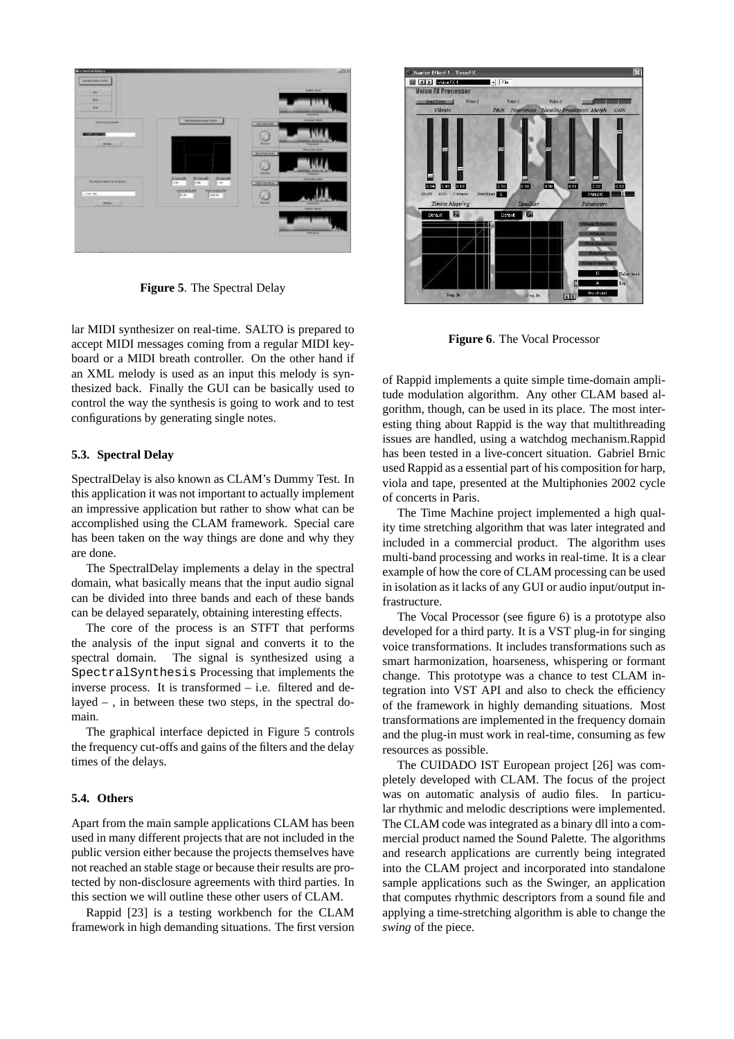**Figure 5**. The Spectral Delay

lar MIDI synthesizer on real-time. SALTO is prepared to accept MIDI messages coming from a regular MIDI keyboard or a MIDI breath controller. On the other hand if an XML melody is used as an input this melody is synthesized back. Finally the GUI can be basically used to control the way the synthesis is going to work and to test configurations by generating single notes.

### 5.3. Spectral Delay

SpectralDelay is also known as CLAM's Dummy Test. In this application it was not important to actually implement an impressive application but rather to show what can be accomplished using the CLAM framework. Special care has been taken on the way things are done and why they are done.

The SpectralDelay implements a delay in the spectral domain, what basically means that the input audio signal can be divided into three bands and each of these bands can be delayed separately, obtaining interesting effects.

The core of the process is an STFT that performs the analysis of the input signal and converts it to the spectral domain. The signal is synthesized using a `SpectralSynthesis` Processing that implements the inverse process. It is transformed – i.e. filtered and delayed – , in between these two steps, in the spectral domain.

The graphical interface depicted in Figure 5 controls the frequency cut-offs and gains of the filters and the delay times of the delays.

### 5.4. Others

Apart from the main sample applications CLAM has been used in many different projects that are not included in the public version either because the projects themselves have not reached an stable stage or because their results are protected by non-disclosure agreements with third parties. In this section we will outline these other users of CLAM.

Rappid [23] is a testing workbench for the CLAM framework in high demanding situations. The first version of Rappid implements a quite simple time-domain amplitude modulation algorithm. Any other CLAM based algorithm, though, can be used in its place. The most interesting thing about Rappid is the way that multithreading issues are handled, using a watchdog mechanism.Rappid has been tested in a live-concert situation. Gabriel Brnic used Rappid as a essential part of his composition for harp, viola and tape, presented at the Multiphonies 2002 cycle of concerts in Paris.

**Figure 6**. The Vocal Processor

The Time Machine project implemented a high quality time stretching algorithm that was later integrated and included in a commercial product. The algorithm uses multi-band processing and works in real-time. It is a clear example of how the core of CLAM processing can be used in isolation as it lacks of any GUI or audio input/output infrastructure.

The Vocal Processor (see figure 6) is a prototype also developed for a third party. It is a VST plug-in for singing voice transformations. It includes transformations such as smart harmonization, hoarseness, whispering or formant change. This prototype was a chance to test CLAM integration into VST API and also to check the efficiency of the framework in highly demanding situations. Most transformations are implemented in the frequency domain and the plug-in must work in real-time, consuming as few resources as possible.

The CUIDADO IST European project [26] was completely developed with CLAM. The focus of the project was on automatic analysis of audio files. In particular rhythmic and melodic descriptions were implemented. The CLAM code was integrated as a binary dll into a commercial product named the Sound Palette. The algorithms and research applications are currently being integrated into the CLAM project and incorporated into standalone sample applications such as the Swinger, an application that computes rhythmic descriptors from a sound file and applying a time-stretching algorithm is able to change the *swing* of the piece.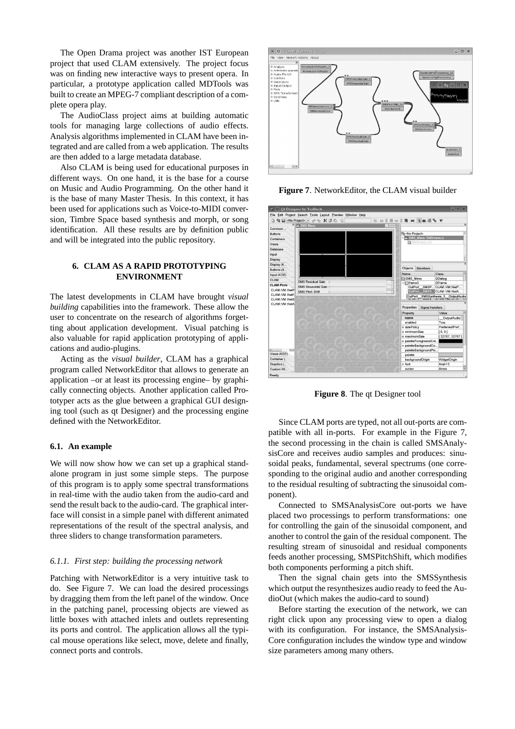The Open Drama project was another IST European project that used CLAM extensively. The project focus was on finding new interactive ways to present opera. In particular, a prototype application called MDTools was built to create an MPEG-7 compliant description of a complete opera play.

The AudioClass project aims at building automatic tools for managing large collections of audio effects. Analysis algorithms implemented in CLAM have been integrated and are called from a web application. The results are then added to a large metadata database.

Also CLAM is being used for educational purposes in different ways. On one hand, it is the base for a course on Music and Audio Programming. On the other hand it is the base of many Master Thesis. In this context, it has been used for applications such as Voice-to-MIDI conversion, Timbre Space based synthesis and morph, or song identification. All these results are by definition public and will be integrated into the public repository.

## 6. CLAM AS A RAPID PROTOTYPING ENVIRONMENT

The latest developments in CLAM have brought *visual building* capabilities into the framework. These allow the user to concentrate on the research of algorithms forgetting about application development. Visual patching is also valuable for rapid application prototyping of applications and audio-plugins.

Acting as the *visual builder*, CLAM has a graphical program called NetworkEditor that allows to generate an application –or at least its processing engine– by graphically connecting objects. Another application called Prototyper acts as the glue between a graphical GUI designing tool (such as qt Designer) and the processing engine defined with the NetworkEditor.

### 6.1. An example

We will now show how we can set up a graphical standalone program in just some simple steps. The purpose of this program is to apply some spectral transformations in real-time with the audio taken from the audio-card and send the result back to the audio-card. The graphical interface will consist in a simple panel with different animated representations of the result of the spectral analysis, and three sliders to change transformation parameters.

#### *6.1.1. First step: building the processing network*

Patching with NetworkEditor is a very intuitive task to do. See Figure 7. We can load the desired processings by dragging them from the left panel of the window. Once in the patching panel, processing objects are viewed as little boxes with attached inlets and outlets representing its ports and control. The application allows all the typical mouse operations like select, move, delete and finally, connect ports and controls.

**Figure 7**. NetworkEditor, the CLAM visual builder

**Figure 8**. The qt Designer tool

Since CLAM ports are typed, not all out-ports are compatible with all in-ports. For example in the Figure 7, the second processing in the chain is called SMSAnalysisCore and receives audio samples and produces: sinusoidal peaks, fundamental, several spectrums (one corresponding to the original audio and another corresponding to the residual resulting of subtracting the sinusoidal component).

Connected to SMSAnalysisCore out-ports we have placed two processings to perform transformations: one for controlling the gain of the sinusoidal component, and another to control the gain of the residual component. The resulting stream of sinusoidal and residual components feeds another processing, SMSPitchShift, which modifies both components performing a pitch shift.

Then the signal chain gets into the SMSSynthesis which output the resynthesizes audio ready to feed the AudioOut (which makes the audio-card to sound)

Before starting the execution of the network, we can right click upon any processing view to open a dialog with its configuration. For instance, the SMSAnalysisCore configuration includes the window type and window size parameters among many others.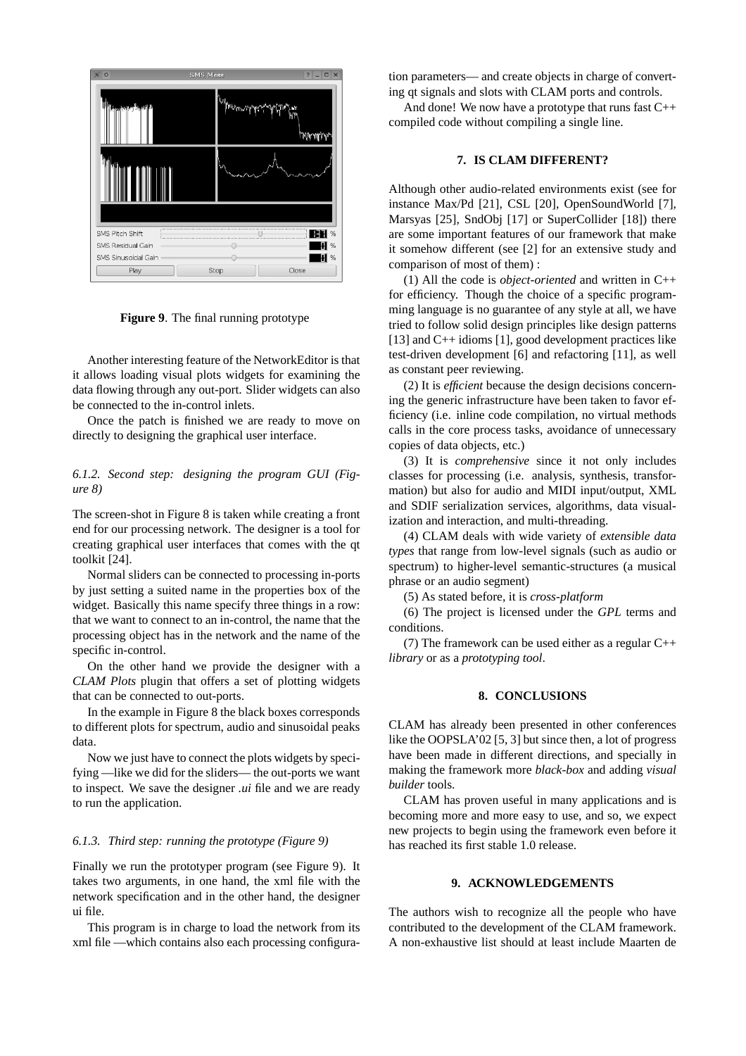**Figure 9**. The final running prototype

Another interesting feature of the NetworkEditor is that it allows loading visual plots widgets for examining the data flowing through any out-port. Slider widgets can also be connected to the in-control inlets.

Once the patch is finished we are ready to move on directly to designing the graphical user interface.

#### 6.1.2. Second step: designing the program GUI (Figure 8)

The screen-shot in Figure 8 is taken while creating a front end for our processing network. The designer is a tool for creating graphical user interfaces that comes with the qt toolkit [24].

Normal sliders can be connected to processing in-ports by just setting a suited name in the properties box of the widget. Basically this name specify three things in a row: that we want to connect to an in-control, the name that the processing object has in the network and the name of the specific in-control.

On the other hand we provide the designer with a *CLAM Plots* plugin that offers a set of plotting widgets that can be connected to out-ports.

In the example in Figure 8 the black boxes corresponds to different plots for spectrum, audio and sinusoidal peaks data.

Now we just have to connect the plots widgets by specifying —like we did for the sliders— the out-ports we want to inspect. We save the designer *.ui* file and we are ready to run the application.

#### 6.1.3. Third step: running the prototype (Figure 9)

Finally we run the prototyper program (see Figure 9). It takes two arguments, in one hand, the xml file with the network specification and in the other hand, the designer ui file.

This program is in charge to load the network from its xml file —which contains also each processing configuration parameters— and create objects in charge of converting qt signals and slots with CLAM ports and controls.

And done! We now have a prototype that runs fast C++ compiled code without compiling a single line.

## 7. IS CLAM DIFFERENT?

Although other audio-related environments exist (see for instance Max/Pd [21], CSL [20], OpenSoundWorld [7], Marsyas [25], SndObj [17] or SuperCollider [18]) there are some important features of our framework that make it somehow different (see [2] for an extensive study and comparison of most of them) :

(1) All the code is *object-oriented* and written in C++ for efficiency. Though the choice of a specific programming language is no guarantee of any style at all, we have tried to follow solid design principles like design patterns [13] and C++ idioms [1], good development practices like test-driven development [6] and refactoring [11], as well as constant peer reviewing.

(2) It is *efficient* because the design decisions concerning the generic infrastructure have been taken to favor efficiency (i.e. inline code compilation, no virtual methods calls in the core process tasks, avoidance of unnecessary copies of data objects, etc.)

(3) It is *comprehensive* since it not only includes classes for processing (i.e. analysis, synthesis, transformation) but also for audio and MIDI input/output, XML and SDIF serialization services, algorithms, data visualization and interaction, and multi-threading.

(4) CLAM deals with wide variety of *extensible data types* that range from low-level signals (such as audio or spectrum) to higher-level semantic-structures (a musical phrase or an audio segment)

(5) As stated before, it is *cross-platform*

(6) The project is licensed under the *GPL* terms and conditions.

(7) The framework can be used either as a regular C++ *library* or as a *prototyping tool*.

## 8. CONCLUSIONS

CLAM has already been presented in other conferences like the OOPSLA'02 [5, 3] but since then, a lot of progress have been made in different directions, and specially in making the framework more *black-box* and adding *visual builder* tools.

CLAM has proven useful in many applications and is becoming more and more easy to use, and so, we expect new projects to begin using the framework even before it has reached its first stable 1.0 release.

## 9. ACKNOWLEDGEMENTS

The authors wish to recognize all the people who have contributed to the development of the CLAM framework. A non-exhaustive list should at least include Maarten de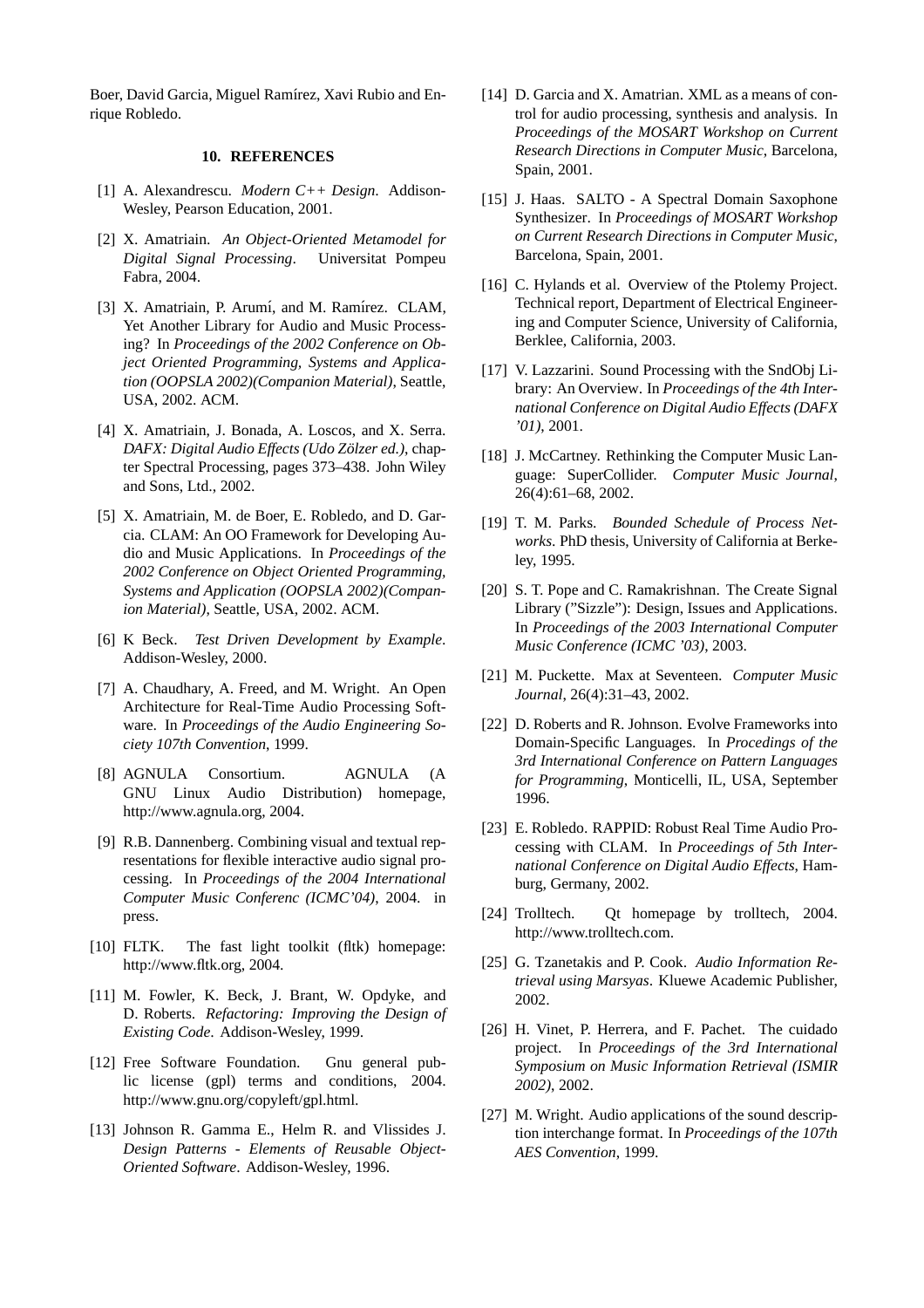Boer, David Garcia, Miguel Ramírez, Xavi Rubio and Enrique Robledo.

## 10. REFERENCES

[1] A. Alexandrescu. *Modern C++ Design*. Addison-Wesley, Pearson Education, 2001.

[2] X. Amatriain. *An Object-Oriented Metamodel for Digital Signal Processing*. Universitat Pompeu Fabra, 2004.

[3] X. Amatriain, P. Arumí, and M. Ramírez. CLAM, Yet Another Library for Audio and Music Processing? In *Proceedings of the 2002 Conference on Object Oriented Programming, Systems and Application (OOPSLA 2002)(Companion Material)*, Seattle, USA, 2002. ACM.

[4] X. Amatriain, J. Bonada, A. Loscos, and X. Serra. *DAFX: Digital Audio Effects (Udo Zölzer ed.)*, chapter Spectral Processing, pages 373–438. John Wiley and Sons, Ltd., 2002.

[5] X. Amatriain, M. de Boer, E. Robledo, and D. Garcia. CLAM: An OO Framework for Developing Audio and Music Applications. In *Proceedings of the 2002 Conference on Object Oriented Programming, Systems and Application (OOPSLA 2002)(Companion Material)*, Seattle, USA, 2002. ACM.

[6] K Beck. *Test Driven Development by Example*. Addison-Wesley, 2000.

[7] A. Chaudhary, A. Freed, and M. Wright. An Open Architecture for Real-Time Audio Processing Software. In *Proceedings of the Audio Engineering Society 107th Convention*, 1999.

[8] AGNULA Consortium. AGNULA (A GNU Linux Audio Distribution) homepage, http://www.agnula.org, 2004.

[9] R.B. Dannenberg. Combining visual and textual representations for flexible interactive audio signal processing. In *Proceedings of the 2004 International Computer Music Conferenc (ICMC'04)*, 2004. in press.

[10] FLTK. The fast light toolkit (fltk) homepage: http://www.fltk.org, 2004.

[11] M. Fowler, K. Beck, J. Brant, W. Opdyke, and D. Roberts. *Refactoring: Improving the Design of Existing Code*. Addison-Wesley, 1999.

[12] Free Software Foundation. Gnu general public license (gpl) terms and conditions, 2004. http://www.gnu.org/copyleft/gpl.html.

[13] Johnson R. Gamma E., Helm R. and Vlissides J. *Design Patterns - Elements of Reusable Object-Oriented Software*. Addison-Wesley, 1996.

[14] D. Garcia and X. Amatrian. XML as a means of control for audio processing, synthesis and analysis. In *Proceedings of the MOSART Workshop on Current Research Directions in Computer Music*, Barcelona, Spain, 2001.

[15] J. Haas. SALTO - A Spectral Domain Saxophone Synthesizer. In *Proceedings of MOSART Workshop on Current Research Directions in Computer Music*, Barcelona, Spain, 2001.

[16] C. Hylands et al. Overview of the Ptolemy Project. Technical report, Department of Electrical Engineering and Computer Science, University of California, Berklee, California, 2003.

[17] V. Lazzarini. Sound Processing with the SndObj Library: An Overview. In *Proceedings of the 4th International Conference on Digital Audio Effects (DAFX '01)*, 2001.

[18] J. McCartney. Rethinking the Computer Music Language: SuperCollider. *Computer Music Journal*, 26(4):61–68, 2002.

[19] T. M. Parks. *Bounded Schedule of Process Networks*. PhD thesis, University of California at Berkeley, 1995.

[20] S. T. Pope and C. Ramakrishnan. The Create Signal Library ("Sizzle"): Design, Issues and Applications. In *Proceedings of the 2003 International Computer Music Conference (ICMC '03)*, 2003.

[21] M. Puckette. Max at Seventeen. *Computer Music Journal*, 26(4):31–43, 2002.

[22] D. Roberts and R. Johnson. Evolve Frameworks into Domain-Specific Languages. In *Procedings of the 3rd International Conference on Pattern Languages for Programming*, Monticelli, IL, USA, September 1996.

[23] E. Robledo. RAPPID: Robust Real Time Audio Processing with CLAM. In *Proceedings of 5th International Conference on Digital Audio Effects*, Hamburg, Germany, 2002.

[24] Trolltech. Qt homepage by trolltech, 2004. http://www.trolltech.com.

[25] G. Tzanetakis and P. Cook. *Audio Information Retrieval using Marsyas*. Kluewe Academic Publisher, 2002.

[26] H. Vinet, P. Herrera, and F. Pachet. The cuidado project. In *Proceedings of the 3rd International Symposium on Music Information Retrieval (ISMIR 2002)*, 2002.

[27] M. Wright. Audio applications of the sound description interchange format. In *Proceedings of the 107th AES Convention*, 1999.